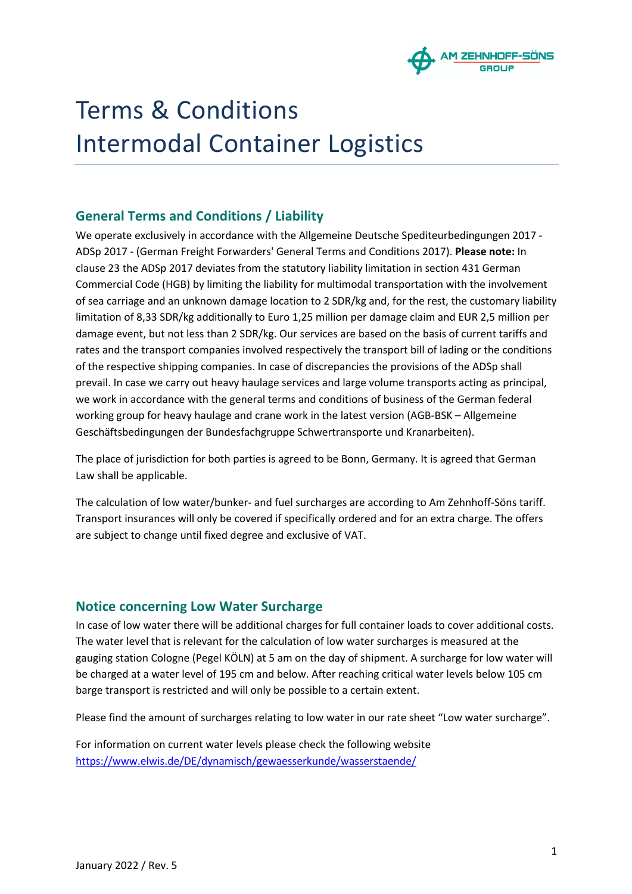# Terms & Conditions
# Intermodal Container Logistics

## General Terms and Conditions / Liability

We operate exclusively in accordance with the Allgemeine Deutsche Spediteurbedingungen 2017 - ADSp 2017 - (German Freight Forwarders' General Terms and Conditions 2017). **Please note:** In clause 23 the ADSp 2017 deviates from the statutory liability limitation in section 431 German Commercial Code (HGB) by limiting the liability for multimodal transportation with the involvement of sea carriage and an unknown damage location to 2 SDR/kg and, for the rest, the customary liability limitation of 8,33 SDR/kg additionally to Euro 1,25 million per damage claim and EUR 2,5 million per damage event, but not less than 2 SDR/kg. Our services are based on the basis of current tariffs and rates and the transport companies involved respectively the transport bill of lading or the conditions of the respective shipping companies. In case of discrepancies the provisions of the ADSp shall prevail. In case we carry out heavy haulage services and large volume transports acting as principal, we work in accordance with the general terms and conditions of business of the German federal working group for heavy haulage and crane work in the latest version (AGB-BSK – Allgemeine Geschäftsbedingungen der Bundesfachgruppe Schwertransporte und Kranarbeiten).

The place of jurisdiction for both parties is agreed to be Bonn, Germany. It is agreed that German Law shall be applicable.

The calculation of low water/bunker- and fuel surcharges are according to Am Zehnhoff-Söns tariff. Transport insurances will only be covered if specifically ordered and for an extra charge. The offers are subject to change until fixed degree and exclusive of VAT.

## Notice concerning Low Water Surcharge

In case of low water there will be additional charges for full container loads to cover additional costs. The water level that is relevant for the calculation of low water surcharges is measured at the gauging station Cologne (Pegel KÖLN) at 5 am on the day of shipment. A surcharge for low water will be charged at a water level of 195 cm and below. After reaching critical water levels below 105 cm barge transport is restricted and will only be possible to a certain extent.

Please find the amount of surcharges relating to low water in our rate sheet "Low water surcharge".

For information on current water levels please check the following website
https://www.elwis.de/DE/dynamisch/gewaesserkunde/wasserstaende/

January 2022 / Rev. 5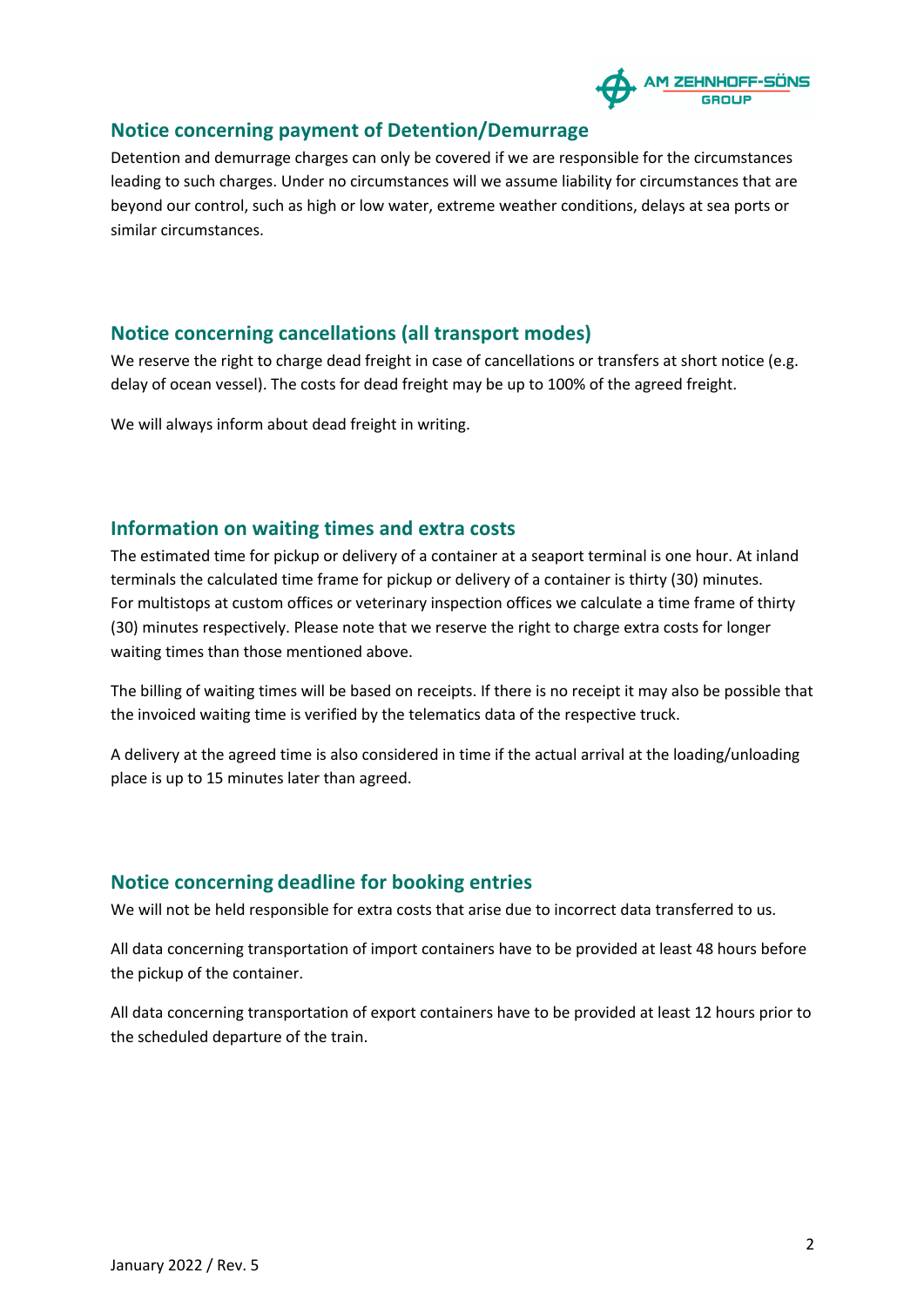## Notice concerning payment of Detention/Demurrage

Detention and demurrage charges can only be covered if we are responsible for the circumstances leading to such charges. Under no circumstances will we assume liability for circumstances that are beyond our control, such as high or low water, extreme weather conditions, delays at sea ports or similar circumstances.

## Notice concerning cancellations (all transport modes)

We reserve the right to charge dead freight in case of cancellations or transfers at short notice (e.g. delay of ocean vessel). The costs for dead freight may be up to 100% of the agreed freight.

We will always inform about dead freight in writing.

## Information on waiting times and extra costs

The estimated time for pickup or delivery of a container at a seaport terminal is one hour. At inland terminals the calculated time frame for pickup or delivery of a container is thirty (30) minutes. For multistops at custom offices or veterinary inspection offices we calculate a time frame of thirty (30) minutes respectively. Please note that we reserve the right to charge extra costs for longer waiting times than those mentioned above.

The billing of waiting times will be based on receipts. If there is no receipt it may also be possible that the invoiced waiting time is verified by the telematics data of the respective truck.

A delivery at the agreed time is also considered in time if the actual arrival at the loading/unloading place is up to 15 minutes later than agreed.

## Notice concerning deadline for booking entries

We will not be held responsible for extra costs that arise due to incorrect data transferred to us.

All data concerning transportation of import containers have to be provided at least 48 hours before the pickup of the container.

All data concerning transportation of export containers have to be provided at least 12 hours prior to the scheduled departure of the train.

January 2022 / Rev. 5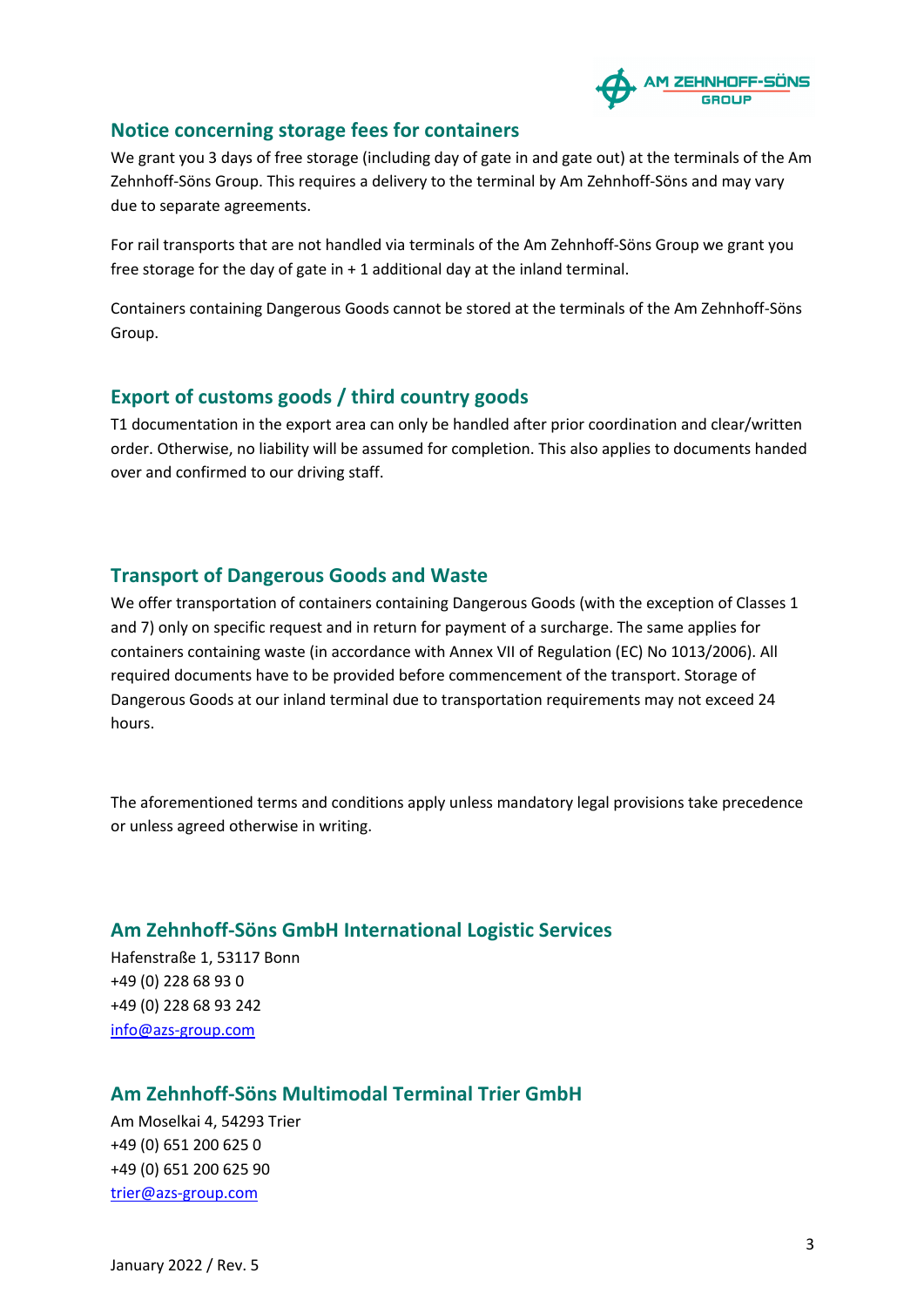## Notice concerning storage fees for containers

We grant you 3 days of free storage (including day of gate in and gate out) at the terminals of the Am Zehnhoff-Söns Group. This requires a delivery to the terminal by Am Zehnhoff-Söns and may vary due to separate agreements.

For rail transports that are not handled via terminals of the Am Zehnhoff-Söns Group we grant you free storage for the day of gate in + 1 additional day at the inland terminal.

Containers containing Dangerous Goods cannot be stored at the terminals of the Am Zehnhoff-Söns Group.

## Export of customs goods / third country goods

T1 documentation in the export area can only be handled after prior coordination and clear/written order. Otherwise, no liability will be assumed for completion. This also applies to documents handed over and confirmed to our driving staff.

## Transport of Dangerous Goods and Waste

We offer transportation of containers containing Dangerous Goods (with the exception of Classes 1 and 7) only on specific request and in return for payment of a surcharge. The same applies for containers containing waste (in accordance with Annex VII of Regulation (EC) No 1013/2006). All required documents have to be provided before commencement of the transport. Storage of Dangerous Goods at our inland terminal due to transportation requirements may not exceed 24 hours.

The aforementioned terms and conditions apply unless mandatory legal provisions take precedence or unless agreed otherwise in writing.

## Am Zehnhoff-Söns GmbH International Logistic Services

Hafenstraße 1, 53117 Bonn
+49 (0) 228 68 93 0
+49 (0) 228 68 93 242
info@azs-group.com

## Am Zehnhoff-Söns Multimodal Terminal Trier GmbH

Am Moselkai 4, 54293 Trier
+49 (0) 651 200 625 0
+49 (0) 651 200 625 90
trier@azs-group.com

January 2022 / Rev. 5